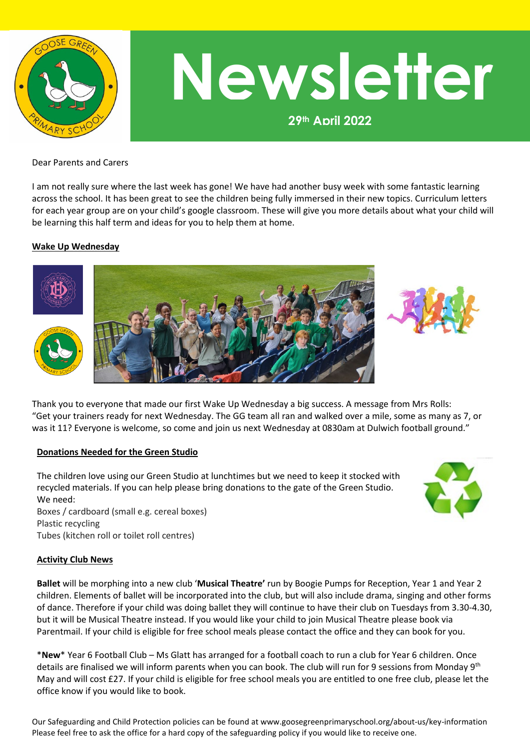# Newsletter

**29th April 2022**

Dear Parents and Carers

I am not really sure where the last week has gone! We have had another busy week with some fantastic learning across the school. It has been great to see the children being fully immersed in their new topics. Curriculum letters for each year group are on your child's google classroom. These will give you more details about what your child will be learning this half term and ideas for you to help them at home.

## Wake Up Wednesday

Thank you to everyone that made our first Wake Up Wednesday a big success. A message from Mrs Rolls: "Get your trainers ready for next Wednesday. The GG team all ran and walked over a mile, some as many as 7, or was it 11? Everyone is welcome, so come and join us next Wednesday at 0830am at Dulwich football ground."

## Donations Needed for the Green Studio

The children love using our Green Studio at lunchtimes but we need to keep it stocked with recycled materials. If you can help please bring donations to the gate of the Green Studio.
We need:
Boxes / cardboard (small e.g. cereal boxes)
Plastic recycling
Tubes (kitchen roll or toilet roll centres)

## Activity Club News

**Ballet** will be morphing into a new club '**Musical Theatre'** run by Boogie Pumps for Reception, Year 1 and Year 2 children. Elements of ballet will be incorporated into the club, but will also include drama, singing and other forms of dance. Therefore if your child was doing ballet they will continue to have their club on Tuesdays from 3.30-4.30, but it will be Musical Theatre instead. If you would like your child to join Musical Theatre please book via Parentmail. If your child is eligible for free school meals please contact the office and they can book for you.

\***New**\* Year 6 Football Club – Ms Glatt has arranged for a football coach to run a club for Year 6 children. Once details are finalised we will inform parents when you can book. The club will run for 9 sessions from Monday 9th May and will cost £27. If your child is eligible for free school meals you are entitled to one free club, please let the office know if you would like to book.

Our Safeguarding and Child Protection policies can be found at www.goosegreenprimaryschool.org/about-us/key-information
Please feel free to ask the office for a hard copy of the safeguarding policy if you would like to receive one.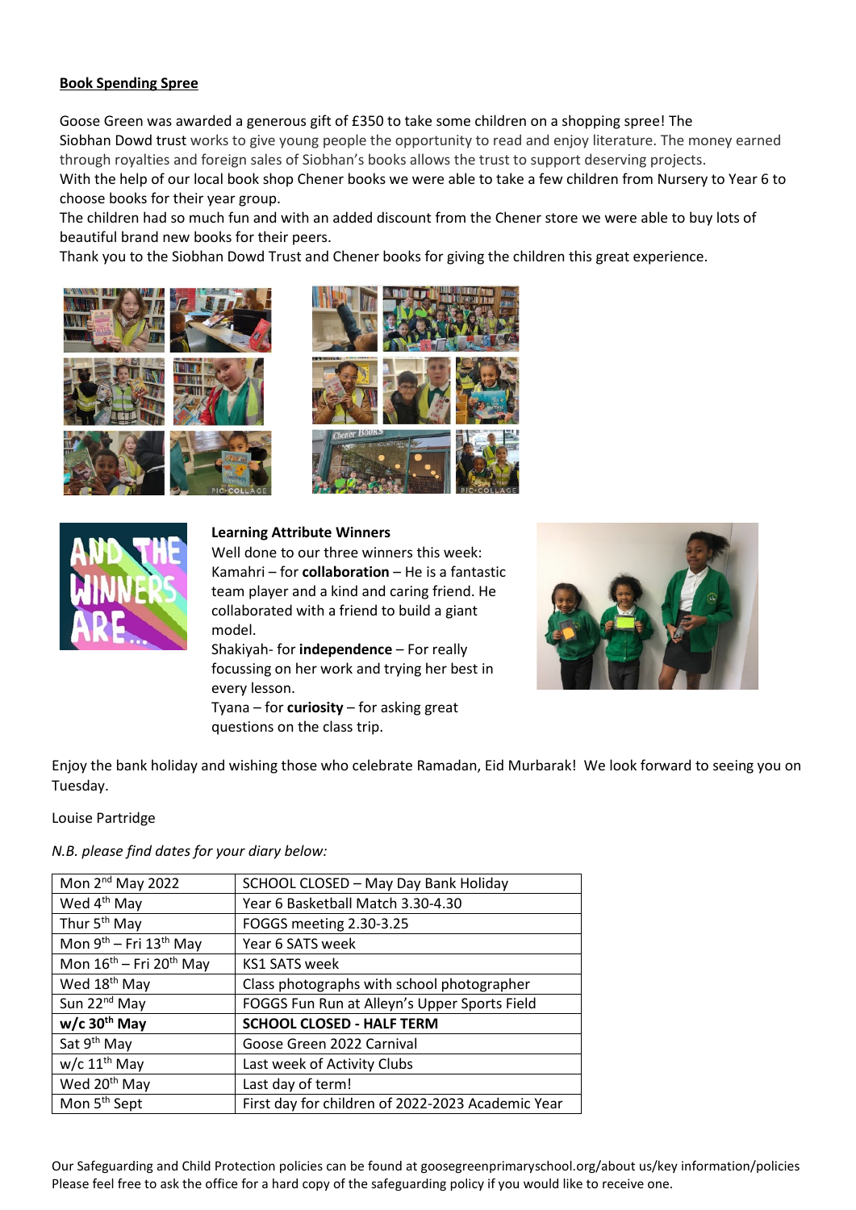**Book Spending Spree**

Goose Green was awarded a generous gift of £350 to take some children on a shopping spree! The Siobhan Dowd trust works to give young people the opportunity to read and enjoy literature. The money earned through royalties and foreign sales of Siobhan's books allows the trust to support deserving projects.
With the help of our local book shop Chener books we were able to take a few children from Nursery to Year 6 to choose books for their year group.
The children had so much fun and with an added discount from the Chener store we were able to buy lots of beautiful brand new books for their peers.
Thank you to the Siobhan Dowd Trust and Chener books for giving the children this great experience.

**Learning Attribute Winners**

Well done to our three winners this week:
Kamahri – for **collaboration** – He is a fantastic team player and a kind and caring friend. He collaborated with a friend to build a giant model.
Shakiyah- for **independence** – For really focussing on her work and trying her best in every lesson.
Tyana – for **curiosity** – for asking great questions on the class trip.

Enjoy the bank holiday and wishing those who celebrate Ramadan, Eid Murbarak! We look forward to seeing you on Tuesday.

Louise Partridge

*N.B. please find dates for your diary below:*

| | |
|---|---|
| Mon 2nd May 2022 | SCHOOL CLOSED – May Day Bank Holiday |
| Wed 4th May | Year 6 Basketball Match 3.30-4.30 |
| Thur 5th May | FOGGS meeting 2.30-3.25 |
| Mon 9th – Fri 13th May | Year 6 SATS week |
| Mon 16th – Fri 20th May | KS1 SATS week |
| Wed 18th May | Class photographs with school photographer |
| Sun 22nd May | FOGGS Fun Run at Alleyn's Upper Sports Field |
| **w/c 30th May** | **SCHOOL CLOSED - HALF TERM** |
| Sat 9th May | Goose Green 2022 Carnival |
| w/c 11th May | Last week of Activity Clubs |
| Wed 20th May | Last day of term! |
| Mon 5th Sept | First day for children of 2022-2023 Academic Year |

Our Safeguarding and Child Protection policies can be found at goosegreenprimaryschool.org/about us/key information/policies
Please feel free to ask the office for a hard copy of the safeguarding policy if you would like to receive one.